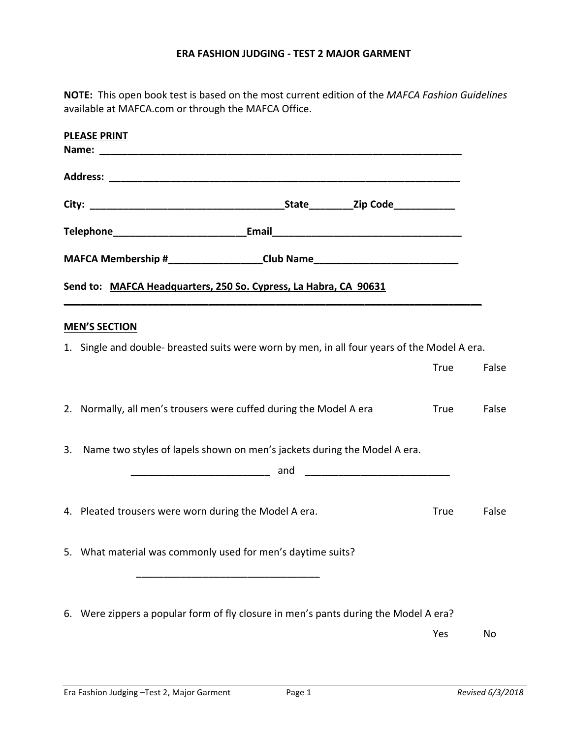# ERA FASHION JUDGING - TEST 2 MAJOR GARMENT

**NOTE:** This open book test is based on the most current edition of the *MAFCA Fashion Guidelines* available at MAFCA.com or through the MAFCA Office.

**PLEASE PRINT**

**Name:** ______________________________________________________________________

**Address:** ____________________________________________________________________

**City:** ___________________________________**State**________**Zip Code**___________

**Telephone**________________________**Email**___________________________________

**MAFCA Membership #**_________________**Club Name**__________________________

**Send to:** **MAFCA Headquarters, 250 So. Cypress, La Habra, CA 90631**

---

## MEN'S SECTION

1. Single and double- breasted suits were worn by men, in all four years of the Model A era.

   True False

2. Normally, all men's trousers were cuffed during the Model A era

   True False

3. Name two styles of lapels shown on men's jackets during the Model A era.

   _________________________ and _________________________

4. Pleated trousers were worn during the Model A era.

   True False

5. What material was commonly used for men's daytime suits?

   _________________________________

6. Were zippers a popular form of fly closure in men's pants during the Model A era?

   Yes No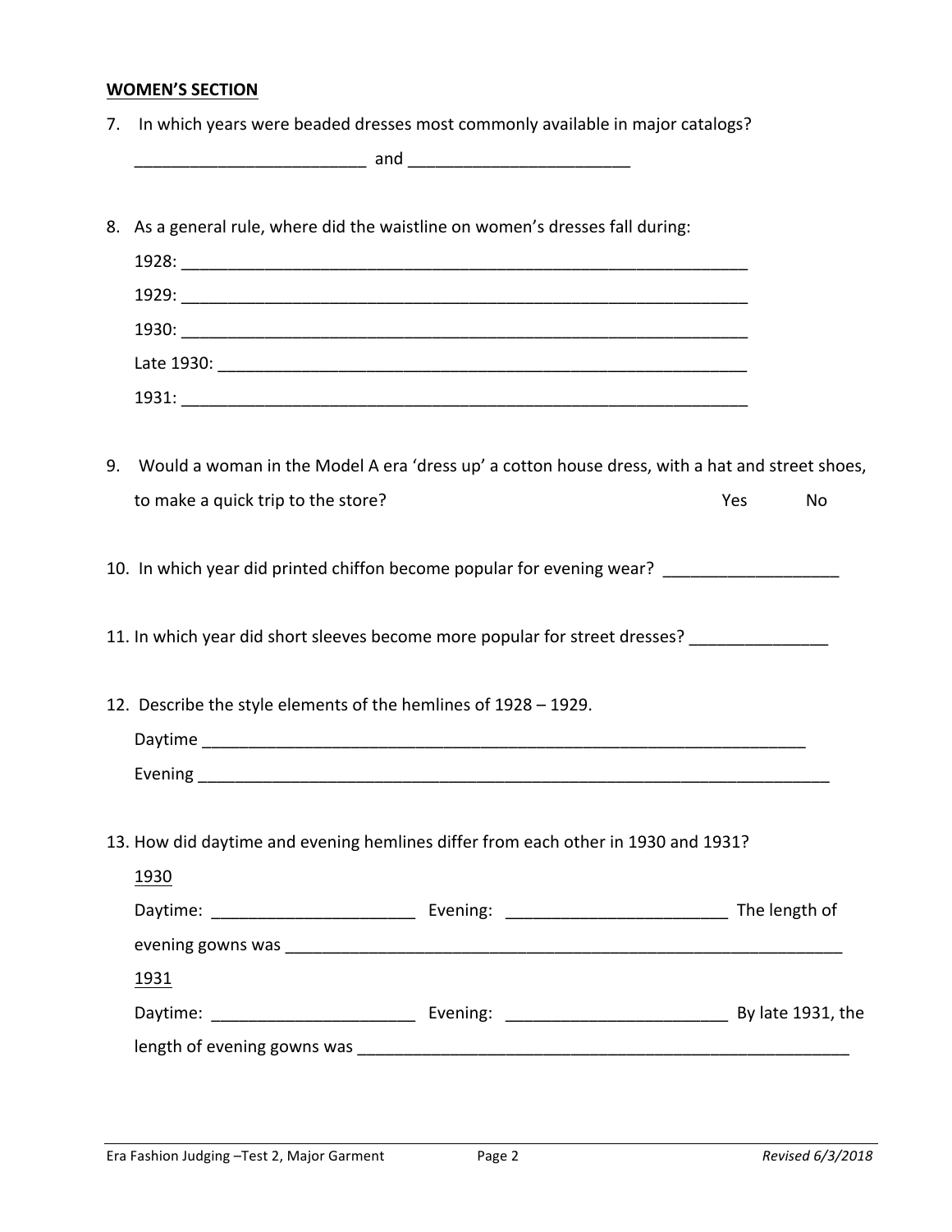**WOMEN'S SECTION**

7. In which years were beaded dresses most commonly available in major catalogs?

 _________________________ and ________________________

8. As a general rule, where did the waistline on women's dresses fall during:

 1928: _______________________________________________________________

 1929: _______________________________________________________________

 1930: _______________________________________________________________

 Late 1930: ___________________________________________________________

 1931: _______________________________________________________________

9. Would a woman in the Model A era 'dress up' a cotton house dress, with a hat and street shoes, to make a quick trip to the store? Yes No

10. In which year did printed chiffon become popular for evening wear? ___________________

11. In which year did short sleeves become more popular for street dresses? _______________

12. Describe the style elements of the hemlines of 1928 – 1929.

 Daytime ___________________________________________________________________

 Evening ____________________________________________________________________

13. How did daytime and evening hemlines differ from each other in 1930 and 1931?

 1930

 Daytime: ______________________ Evening: ________________________ The length of evening gowns was _______________________________________________________________

 1931

 Daytime: ______________________ Evening: ________________________ By late 1931, the length of evening gowns was _______________________________________________________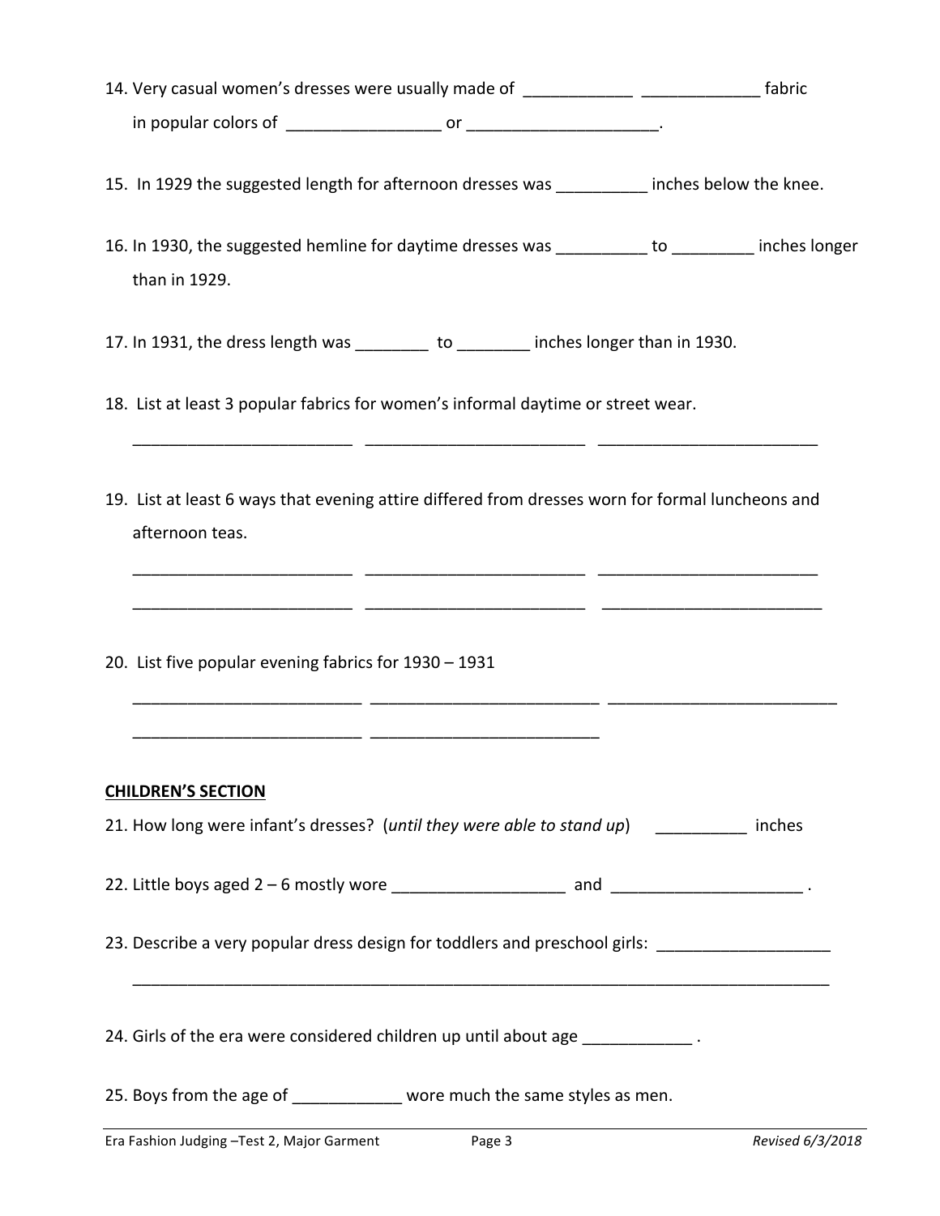14. Very casual women's dresses were usually made of ____________ _____________ fabric in popular colors of _________________ or _____________________.

15. In 1929 the suggested length for afternoon dresses was __________ inches below the knee.

16. In 1930, the suggested hemline for daytime dresses was __________ to _________ inches longer than in 1929.

17. In 1931, the dress length was ________ to ________ inches longer than in 1930.

18. List at least 3 popular fabrics for women's informal daytime or street wear.

    ________________________ ________________________ ________________________

19. List at least 6 ways that evening attire differed from dresses worn for formal luncheons and afternoon teas.

    ________________________ ________________________ ________________________

    ________________________ ________________________ ________________________

20. List five popular evening fabrics for 1930 – 1931

    _________________________ _________________________ _________________________

    _________________________ _________________________

**CHILDREN'S SECTION**

21. How long were infant's dresses? (*until they were able to stand up*) __________ inches

22. Little boys aged 2 – 6 mostly wore ___________________ and _____________________ .

23. Describe a very popular dress design for toddlers and preschool girls: ___________________

    ______________________________________________________________________________

24. Girls of the era were considered children up until about age ____________ .

25. Boys from the age of ____________ wore much the same styles as men.